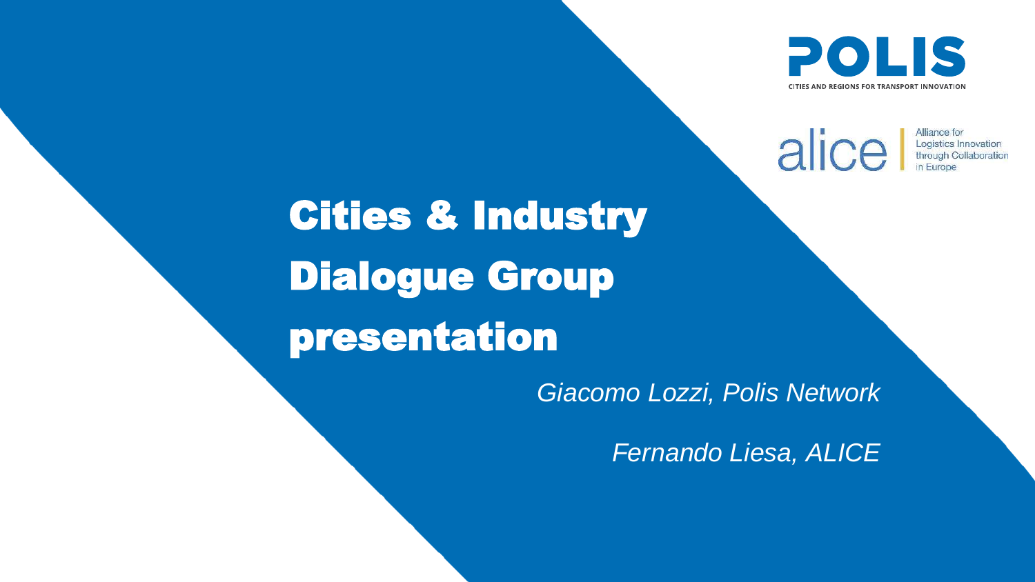POLIS

CITIES AND REGIONS FOR TRANSPORT INNOVATION

alice | Alliance for Logistics Innovation through Collaboration in Europe

# Cities & Industry Dialogue Group presentation

*Giacomo Lozzi, Polis Network*

*Fernando Liesa, ALICE*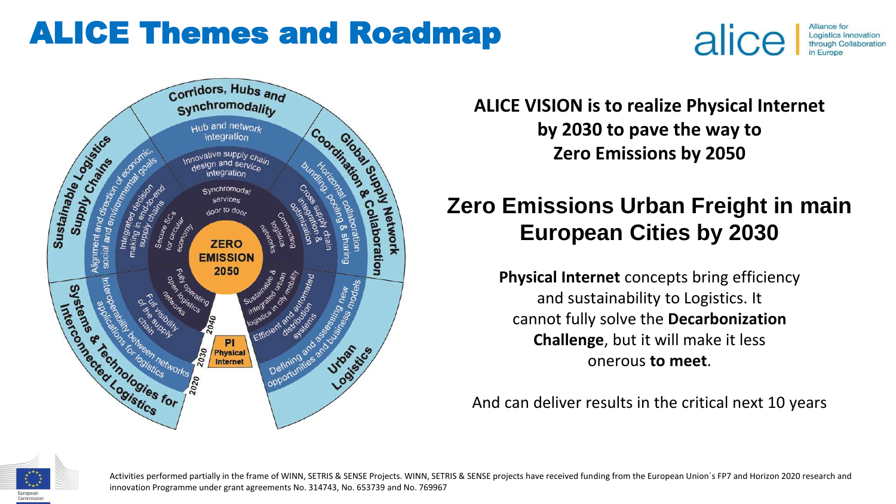# ALICE Themes and Roadmap

alice | Alliance for Logistics Innovation through Collaboration in Europe

Corridors, Hubs and Synchromodality

- Hub and network integration
- Innovative supply chain design and service integration
- Synchromodal services door to door

Global Supply Network Coordination & Collaboration

- Horizontal collaboration bundling, pooling & sharing
- Cross supply chain integration & optimization
- Connecting logistics networks

Urban Logistics

- Defining and assessing new opportunities and business models
- Efficient and automated distribution systems
- Sustainable & integrated urban logistics in city mobility

Systems & Technologies for Interconnected Logistics

- Interoperability between networks applications for logistics
- Full visibility of the supply chain
- Fully operating open logistics networks

Sustainable Logistics Supply Chains

- Alignment and direction of economic, social and environmental goals
- Integrated decision making in end-to-end supply chains
- Secure SCs for circular economy

ZERO EMISSION 2050

PI Physical Internet

2020 · 2030 · 2040

**ALICE VISION is to realize Physical Internet by 2030 to pave the way to Zero Emissions by 2050**

## Zero Emissions Urban Freight in main European Cities by 2030

**Physical Internet** concepts bring efficiency and sustainability to Logistics. It cannot fully solve the **Decarbonization Challenge**, but it will make it less onerous **to meet**.

And can deliver results in the critical next 10 years

European Commission

Activities performed partially in the frame of WINN, SETRIS & SENSE Projects. WINN, SETRIS & SENSE projects have received funding from the European Union´s FP7 and Horizon 2020 research and innovation Programme under grant agreements No. 314743, No. 653739 and No. 769967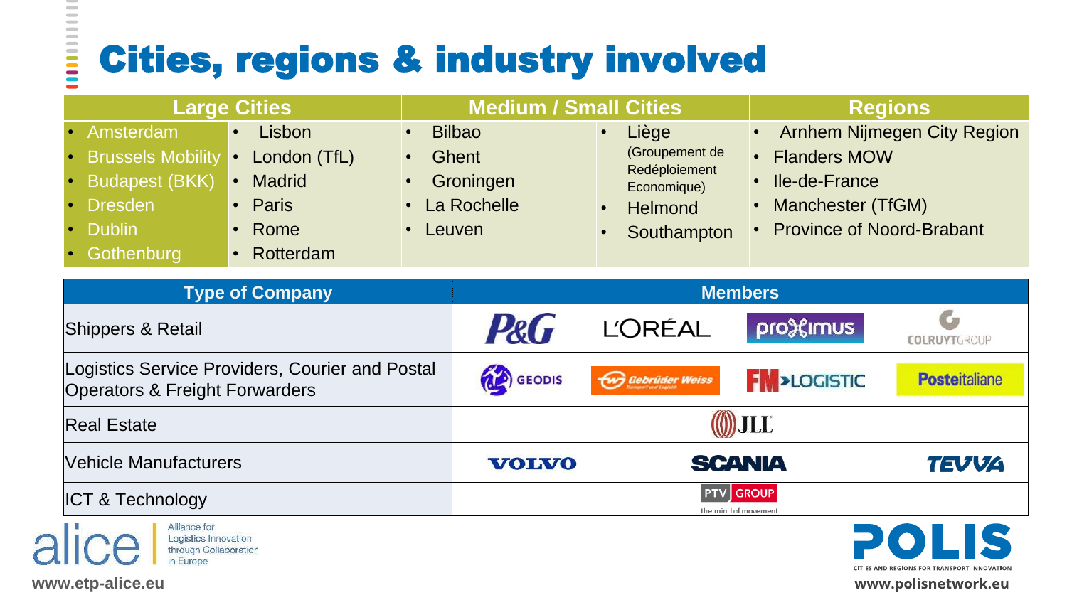# Cities, regions & industry involved

| Large Cities | | Medium / Small Cities | | Regions |
|---|---|---|---|---|
| • Amsterdam<br>• Brussels Mobility<br>• Budapest (BKK)<br>• Dresden<br>• Dublin<br>• Gothenburg | • Lisbon<br>• London (TfL)<br>• Madrid<br>• Paris<br>• Rome<br>• Rotterdam | • Bilbao<br>• Ghent<br>• Groningen<br>• La Rochelle<br>• Leuven | • Liège (Groupement de Redéploiement Economique)<br>• Helmond<br>• Southampton | • Arnhem Nijmegen City Region<br>• Flanders MOW<br>• Ile-de-France<br>• Manchester (TfGM)<br>• Province of Noord-Brabant |

| Type of Company | Members |
|---|---|
| Shippers & Retail | P&G, L'ORÉAL, proximus, COLRUYT GROUP |
| Logistics Service Providers, Courier and Postal Operators & Freight Forwarders | GEODIS, Gebrüder Weiss, FM LOGISTIC, Posteitaliane |
| Real Estate | JLL |
| Vehicle Manufacturers | VOLVO, SCANIA, TEVVA |
| ICT & Technology | PTV GROUP the mind of movement |

alice – Alliance for Logistics Innovation through Collaboration in Europe
www.etp-alice.eu

POLIS – Cities and Regions for Transport Innovation
www.polisnetwork.eu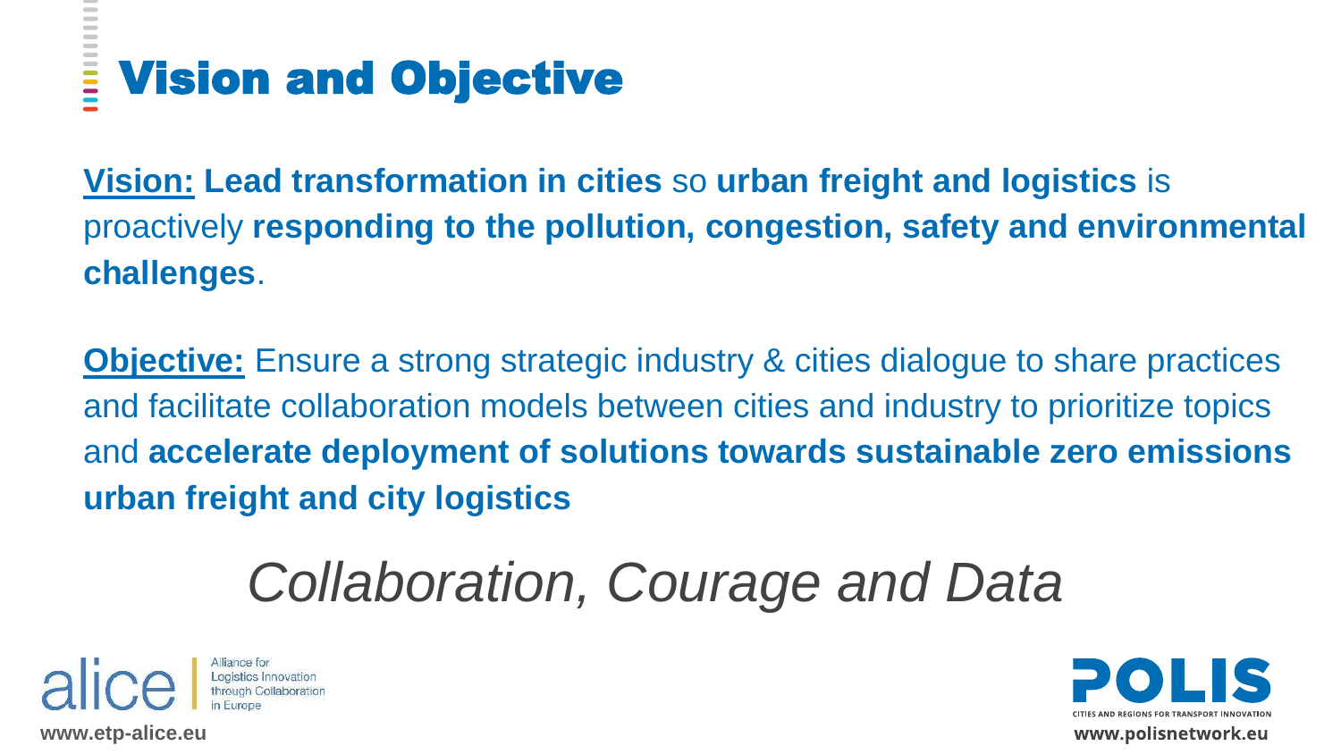# Vision and Objective

**Vision:** **Lead transformation in cities** so **urban freight and logistics** is proactively **responding to the pollution, congestion, safety and environmental challenges**.

**Objective:** Ensure a strong strategic industry & cities dialogue to share practices and facilitate collaboration models between cities and industry to prioritize topics and **accelerate deployment of solutions towards sustainable zero emissions urban freight and city logistics**

*Collaboration, Courage and Data*

alice | Alliance for Logistics Innovation through Collaboration in Europe

www.etp-alice.eu

POLIS CITIES AND REGIONS FOR TRANSPORT INNOVATION

www.polisnetwork.eu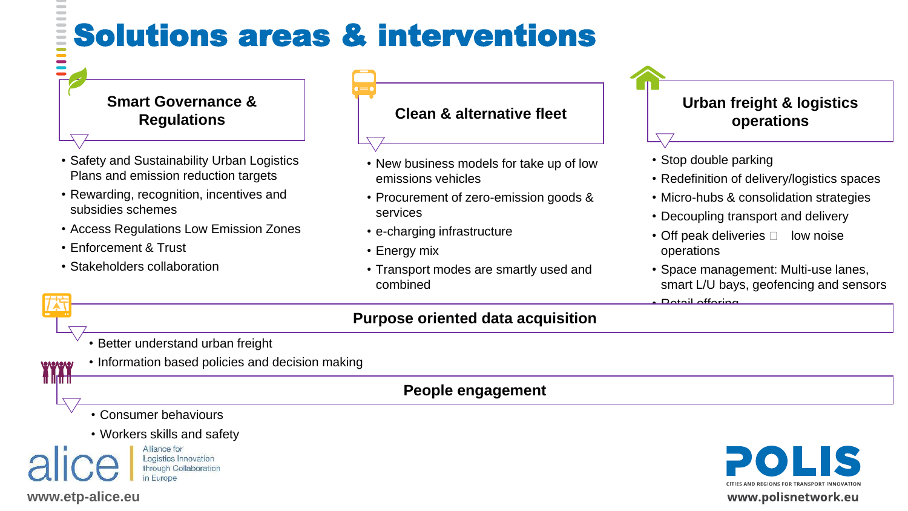# Solutions areas & interventions

## Smart Governance & Regulations

- Safety and Sustainability Urban Logistics Plans and emission reduction targets
- Rewarding, recognition, incentives and subsidies schemes
- Access Regulations Low Emission Zones
- Enforcement & Trust
- Stakeholders collaboration

## Clean & alternative fleet

- New business models for take up of low emissions vehicles
- Procurement of zero-emission goods & services
- e-charging infrastructure
- Energy mix
- Transport modes are smartly used and combined

## Urban freight & logistics operations

- Stop double parking
- Redefinition of delivery/logistics spaces
- Micro-hubs & consolidation strategies
- Decoupling transport and delivery
- Off peak deliveries  low noise operations
- Space management: Multi-use lanes, smart L/U bays, geofencing and sensors
- Retail offering

## Purpose oriented data acquisition

- Better understand urban freight
- Information based policies and decision making

## People engagement

- Consumer behaviours
- Workers skills and safety

alice – Alliance for Logistics Innovation through Collaboration in Europe

www.etp-alice.eu

POLIS – CITIES AND REGIONS FOR TRANSPORT INNOVATION

www.polisnetwork.eu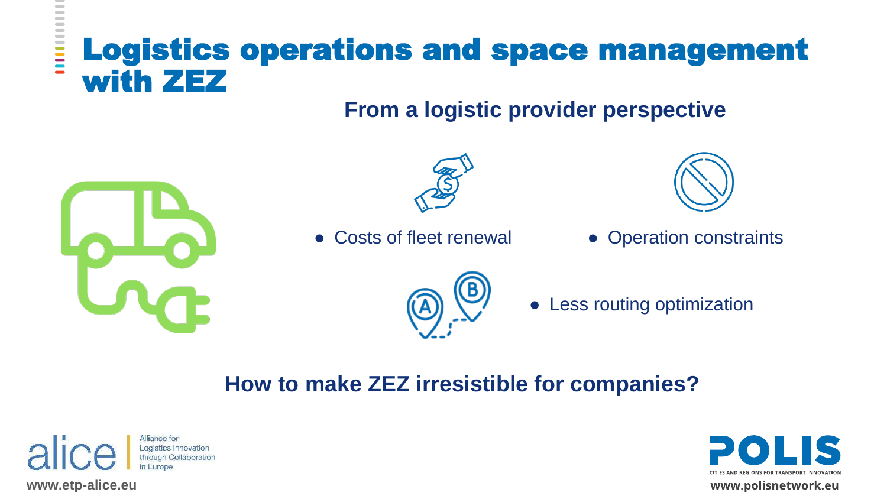# Logistics operations and space management with ZEZ

## From a logistic provider perspective

- Costs of fleet renewal
- Operation constraints
- Less routing optimization

**How to make ZEZ irresistible for companies?**

alice | Alliance for Logistics Innovation through Collaboration in Europe

www.etp-alice.eu

POLIS — CITIES AND REGIONS FOR TRANSPORT INNOVATION

www.polisnetwork.eu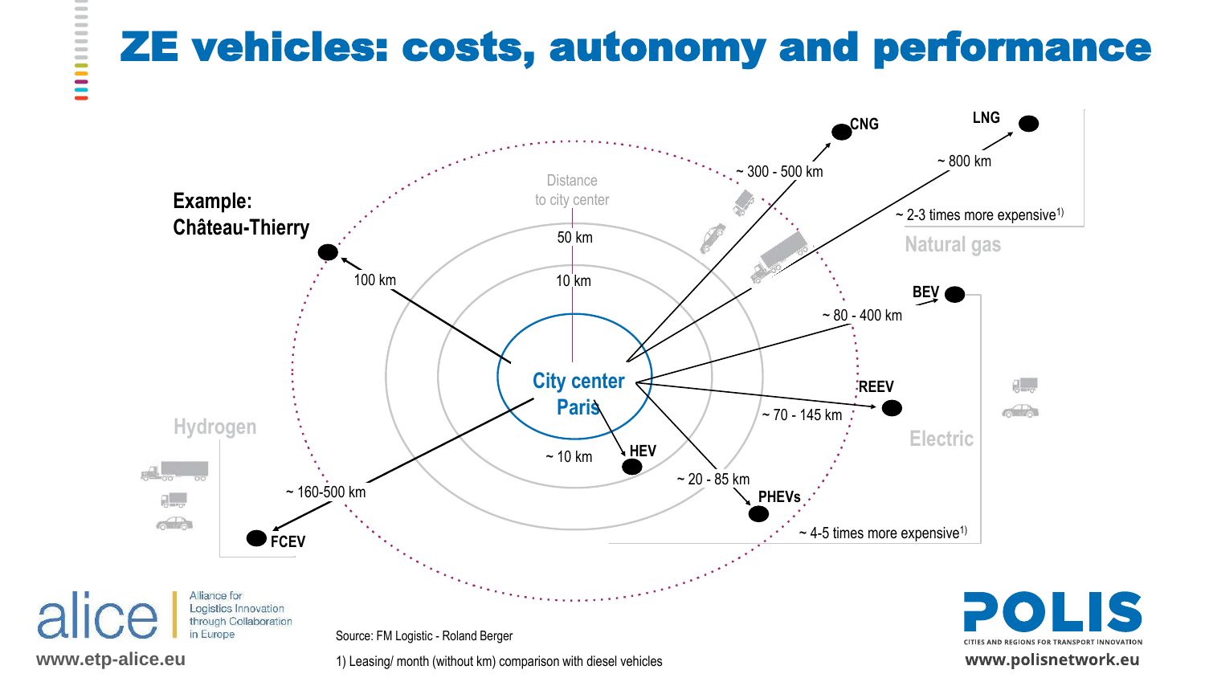# ZE vehicles: costs, autonomy and performance

**Example: Château-Thierry**

Distance to city center

50 km

10 km

City center Paris

100 km

~ 300 - 500 km — CNG

~ 800 km — LNG

~ 2-3 times more expensive[1)]

Natural gas

~ 80 - 400 km — BEV

~ 70 - 145 km — REEV

~ 10 km — HEV

~ 20 - 85 km — PHEVs

~ 4-5 times more expensive[1)]

Electric

~ 160-500 km — FCEV

Hydrogen

Source: FM Logistic - Roland Berger

1) Leasing/ month (without km) comparison with diesel vehicles

alice — Alliance for Logistics Innovation through Collaboration in Europe — www.etp-alice.eu

POLIS — CITIES AND REGIONS FOR TRANSPORT INNOVATION — www.polisnetwork.eu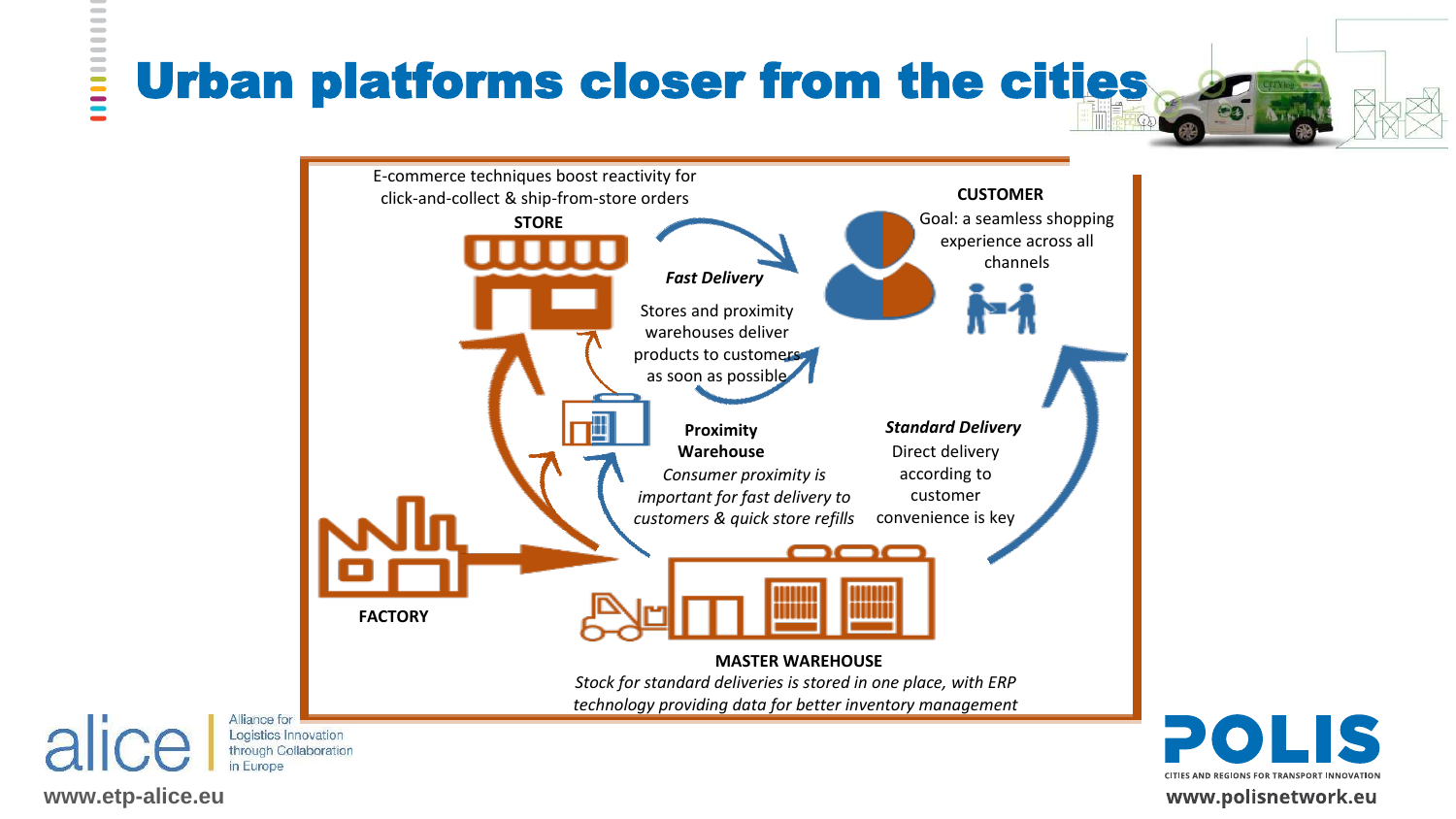# Urban platforms closer from the cities

E-commerce techniques boost reactivity for click-and-collect & ship-from-store orders

**STORE**

**CUSTOMER**

Goal: a seamless shopping experience across all channels

***Fast Delivery***

Stores and proximity warehouses deliver products to customers as soon as possible

**Proximity Warehouse**

*Consumer proximity is important for fast delivery to customers & quick store refills*

***Standard Delivery***

Direct delivery according to customer convenience is key

**FACTORY**

**MASTER WAREHOUSE**

*Stock for standard deliveries is stored in one place, with ERP technology providing data for better inventory management*

alice – Alliance for Logistics Innovation through Collaboration in Europe

www.etp-alice.eu

POLIS – CITIES AND REGIONS FOR TRANSPORT INNOVATION

www.polisnetwork.eu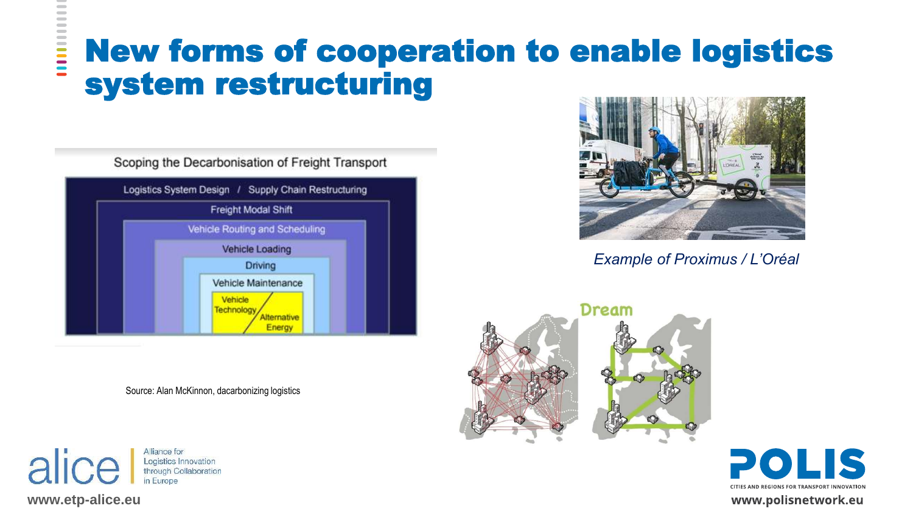# New forms of cooperation to enable logistics system restructuring

Scoping the Decarbonisation of Freight Transport

- Logistics System Design / Supply Chain Restructuring
- Freight Modal Shift
- Vehicle Routing and Scheduling
- Vehicle Loading
- Driving
- Vehicle Maintenance
- Vehicle Technology / Alternative Energy

Source: Alan McKinnon, dacarbonizing logistics

*Example of Proximus / L'Oréal*

Dream

alice – Alliance for Logistics Innovation through Collaboration in Europe

www.etp-alice.eu

POLIS – CITIES AND REGIONS FOR TRANSPORT INNOVATION

www.polisnetwork.eu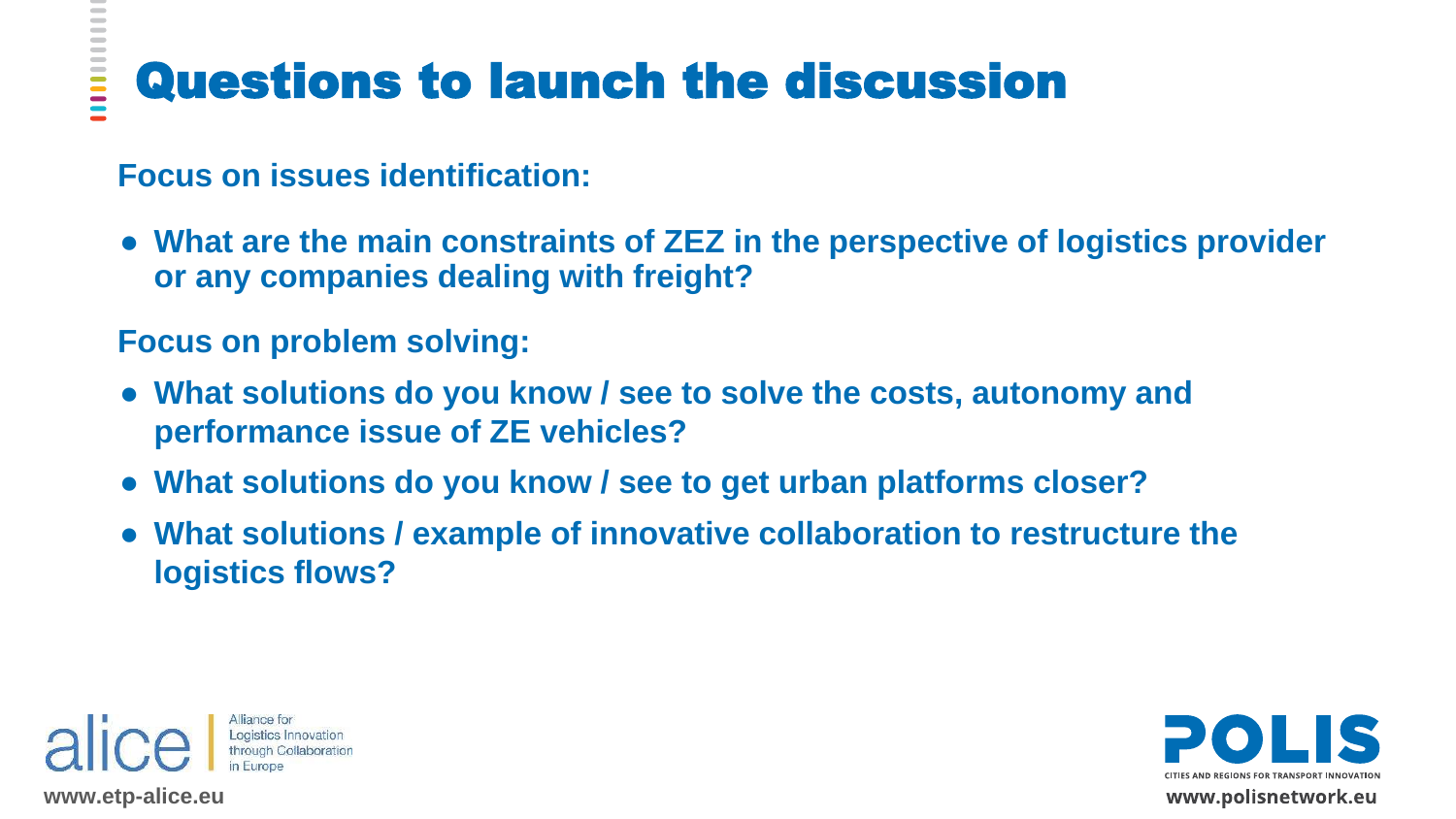# Questions to launch the discussion

**Focus on issues identification:**

- **What are the main constraints of ZEZ in the perspective of logistics provider or any companies dealing with freight?**

**Focus on problem solving:**

- **What solutions do you know / see to solve the costs, autonomy and performance issue of ZE vehicles?**
- **What solutions do you know / see to get urban platforms closer?**
- **What solutions / example of innovative collaboration to restructure the logistics flows?**

alice | Alliance for Logistics Innovation through Collaboration in Europe

www.etp-alice.eu

POLIS
CITIES AND REGIONS FOR TRANSPORT INNOVATION

www.polisnetwork.eu